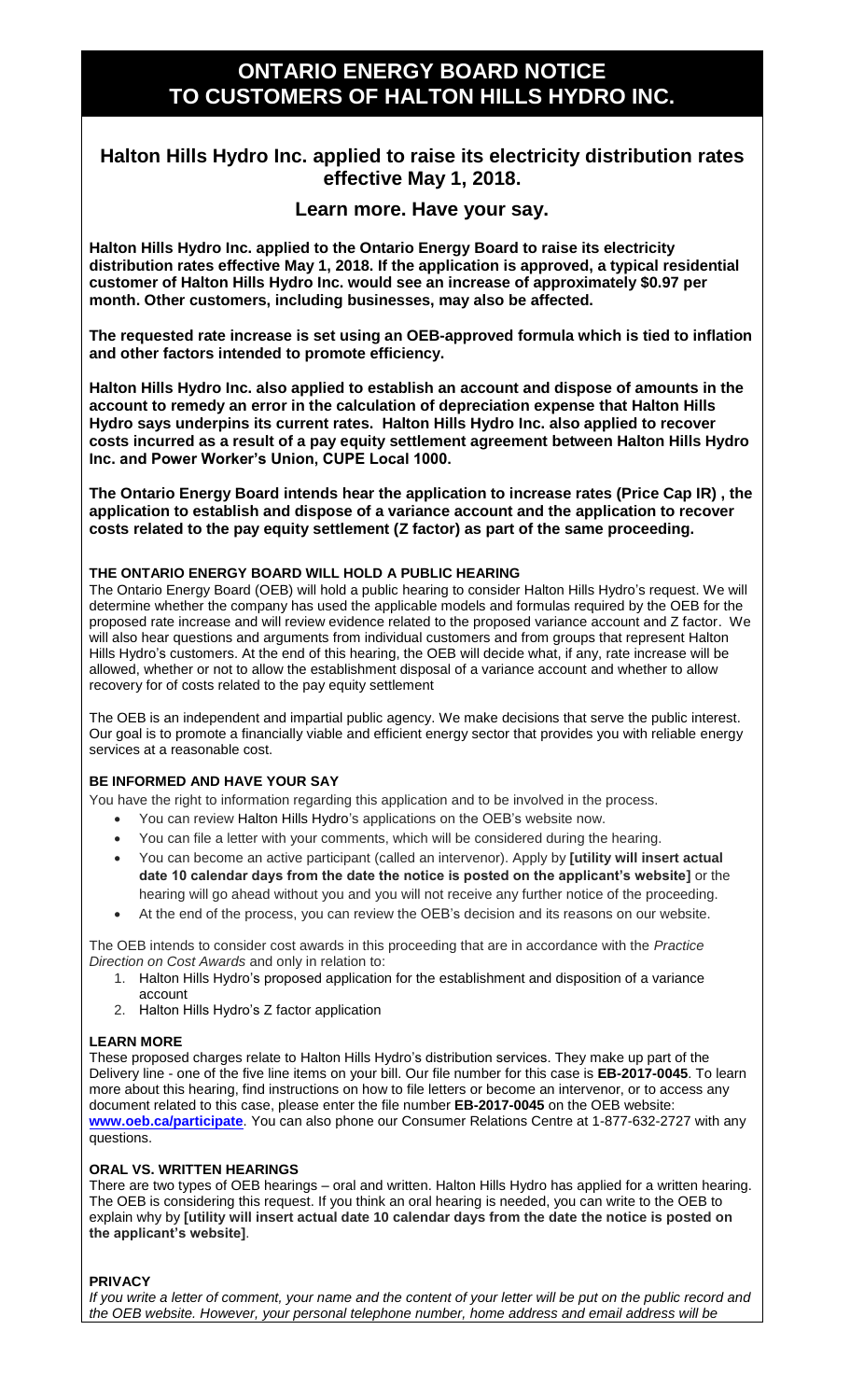# ONTARIO ENERGY BOARD NOTICE TO CUSTOMERS OF HALTON HILLS HYDRO INC.

## Halton Hills Hydro Inc. applied to raise its electricity distribution rates effective May 1, 2018.

### Learn more. Have your say.

**Halton Hills Hydro Inc. applied to the Ontario Energy Board to raise its electricity distribution rates effective May 1, 2018. If the application is approved, a typical residential customer of Halton Hills Hydro Inc. would see an increase of approximately $0.97 per month. Other customers, including businesses, may also be affected.**

**The requested rate increase is set using an OEB-approved formula which is tied to inflation and other factors intended to promote efficiency.**

**Halton Hills Hydro Inc. also applied to establish an account and dispose of amounts in the account to remedy an error in the calculation of depreciation expense that Halton Hills Hydro says underpins its current rates. Halton Hills Hydro Inc. also applied to recover costs incurred as a result of a pay equity settlement agreement between Halton Hills Hydro Inc. and Power Worker's Union, CUPE Local 1000.**

**The Ontario Energy Board intends hear the application to increase rates (Price Cap IR) , the application to establish and dispose of a variance account and the application to recover costs related to the pay equity settlement (Z factor) as part of the same proceeding.**

**THE ONTARIO ENERGY BOARD WILL HOLD A PUBLIC HEARING**

The Ontario Energy Board (OEB) will hold a public hearing to consider Halton Hills Hydro's request. We will determine whether the company has used the applicable models and formulas required by the OEB for the proposed rate increase and will review evidence related to the proposed variance account and Z factor. We will also hear questions and arguments from individual customers and from groups that represent Halton Hills Hydro's customers. At the end of this hearing, the OEB will decide what, if any, rate increase will be allowed, whether or not to allow the establishment disposal of a variance account and whether to allow recovery for of costs related to the pay equity settlement

The OEB is an independent and impartial public agency. We make decisions that serve the public interest. Our goal is to promote a financially viable and efficient energy sector that provides you with reliable energy services at a reasonable cost.

**BE INFORMED AND HAVE YOUR SAY**

You have the right to information regarding this application and to be involved in the process.

- You can review Halton Hills Hydro's applications on the OEB's website now.
- You can file a letter with your comments, which will be considered during the hearing.
- You can become an active participant (called an intervenor). Apply by **[utility will insert actual date 10 calendar days from the date the notice is posted on the applicant's website]** or the hearing will go ahead without you and you will not receive any further notice of the proceeding.
- At the end of the process, you can review the OEB's decision and its reasons on our website.

The OEB intends to consider cost awards in this proceeding that are in accordance with the *Practice Direction on Cost Awards* and only in relation to:

1. Halton Hills Hydro's proposed application for the establishment and disposition of a variance account
2. Halton Hills Hydro's Z factor application

**LEARN MORE**

These proposed charges relate to Halton Hills Hydro's distribution services. They make up part of the Delivery line - one of the five line items on your bill. Our file number for this case is **EB-2017-0045**. To learn more about this hearing, find instructions on how to file letters or become an intervenor, or to access any document related to this case, please enter the file number **EB-2017-0045** on the OEB website: **www.oeb.ca/participate**. You can also phone our Consumer Relations Centre at 1-877-632-2727 with any questions.

**ORAL VS. WRITTEN HEARINGS**

There are two types of OEB hearings – oral and written. Halton Hills Hydro has applied for a written hearing. The OEB is considering this request. If you think an oral hearing is needed, you can write to the OEB to explain why by **[utility will insert actual date 10 calendar days from the date the notice is posted on the applicant's website]**.

**PRIVACY**

*If you write a letter of comment, your name and the content of your letter will be put on the public record and the OEB website. However, your personal telephone number, home address and email address will be*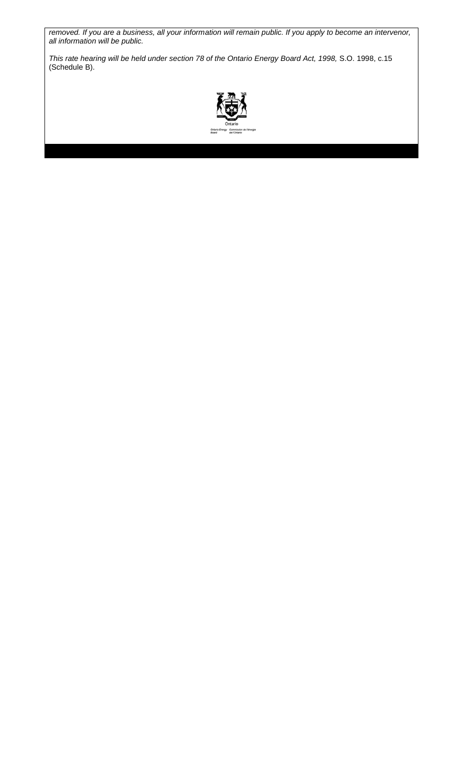*removed. If you are a business, all your information will remain public. If you apply to become an intervenor, all information will be public.*

*This rate hearing will be held under section 78 of the Ontario Energy Board Act, 1998,* S.O. 1998, c.15 (Schedule B).